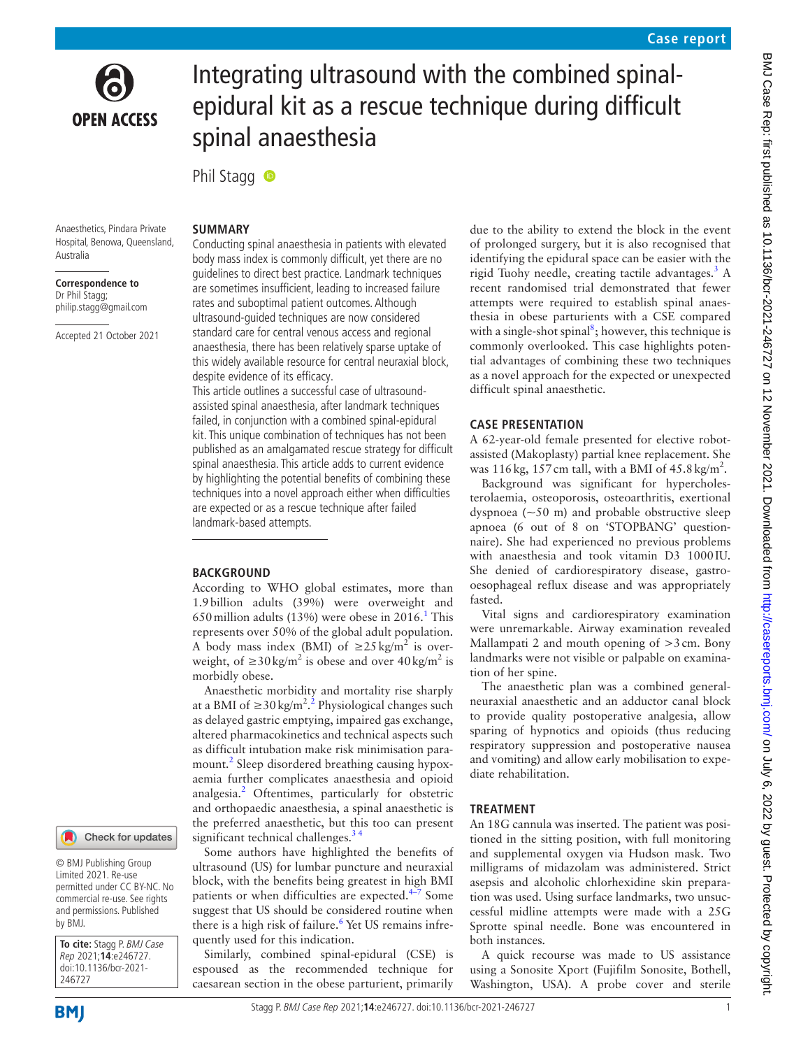# Integrating ultrasound with the combined spinal-epidural kit as a rescue technique during difficult spinal anaesthesia

Phil Stagg

Anaesthetics, Pindara Private Hospital, Benowa, Queensland, Australia

**Correspondence to**
Dr Phil Stagg;
philip.stagg@gmail.com

Accepted 21 October 2021

© BMJ Publishing Group Limited 2021. Re-use permitted under CC BY-NC. No commercial re-use. See rights and permissions. Published by BMJ.

**To cite:** Stagg P. *BMJ Case Rep* 2021;**14**:e246727. doi:10.1136/bcr-2021-246727

## SUMMARY

Conducting spinal anaesthesia in patients with elevated body mass index is commonly difficult, yet there are no guidelines to direct best practice. Landmark techniques are sometimes insufficient, leading to increased failure rates and suboptimal patient outcomes. Although ultrasound-guided techniques are now considered standard care for central venous access and regional anaesthesia, there has been relatively sparse uptake of this widely available resource for central neuraxial block, despite evidence of its efficacy.

This article outlines a successful case of ultrasound-assisted spinal anaesthesia, after landmark techniques failed, in conjunction with a combined spinal-epidural kit. This unique combination of techniques has not been published as an amalgamated rescue strategy for difficult spinal anaesthesia. This article adds to current evidence by highlighting the potential benefits of combining these techniques into a novel approach either when difficulties are expected or as a rescue technique after failed landmark-based attempts.

## BACKGROUND

According to WHO global estimates, more than 1.9 billion adults (39%) were overweight and 650 million adults (13%) were obese in 2016.[1] This represents over 50% of the global adult population. A body mass index (BMI) of $\geq 25\,kg/m^2$ is overweight, of $\geq 30\,kg/m^2$ is obese and over $40\,kg/m^2$ is morbidly obese.

Anaesthetic morbidity and mortality rise sharply at a BMI of $\geq 30\,kg/m^2$.[2] Physiological changes such as delayed gastric emptying, impaired gas exchange, altered pharmacokinetics and technical aspects such as difficult intubation make risk minimisation paramount.[2] Sleep disordered breathing causing hypoxaemia further complicates anaesthesia and opioid analgesia.[2] Oftentimes, particularly for obstetric and orthopaedic anaesthesia, a spinal anaesthetic is the preferred anaesthetic, but this too can present significant technical challenges.[3 4]

Some authors have highlighted the benefits of ultrasound (US) for lumbar puncture and neuraxial block, with the benefits being greatest in high BMI patients or when difficulties are expected.[4–7] Some suggest that US should be considered routine when there is a high risk of failure.[6] Yet US remains infrequently used for this indication.

Similarly, combined spinal-epidural (CSE) is espoused as the recommended technique for caesarean section in the obese parturient, primarily due to the ability to extend the block in the event of prolonged surgery, but it is also recognised that identifying the epidural space can be easier with the rigid Tuohy needle, creating tactile advantages.[3] A recent randomised trial demonstrated that fewer attempts were required to establish spinal anaesthesia in obese parturients with a CSE compared with a single-shot spinal[8]; however, this technique is commonly overlooked. This case highlights potential advantages of combining these two techniques as a novel approach for the expected or unexpected difficult spinal anaesthetic.

## CASE PRESENTATION

A 62-year-old female presented for elective robot-assisted (Makoplasty) partial knee replacement. She was 116 kg, 157 cm tall, with a BMI of $45.8\,kg/m^2$.

Background was significant for hypercholesterolaemia, osteoporosis, osteoarthritis, exertional dyspnoea (~50 m) and probable obstructive sleep apnoea (6 out of 8 on 'STOPBANG' questionnaire). She had experienced no previous problems with anaesthesia and took vitamin D3 1000 IU. She denied of cardiorespiratory disease, gastro-oesophageal reflux disease and was appropriately fasted.

Vital signs and cardiorespiratory examination were unremarkable. Airway examination revealed Mallampati 2 and mouth opening of >3 cm. Bony landmarks were not visible or palpable on examination of her spine.

The anaesthetic plan was a combined general-neuraxial anaesthetic and an adductor canal block to provide quality postoperative analgesia, allow sparing of hypnotics and opioids (thus reducing respiratory suppression and postoperative nausea and vomiting) and allow early mobilisation to expediate rehabilitation.

## TREATMENT

An 18G cannula was inserted. The patient was positioned in the sitting position, with full monitoring and supplemental oxygen via Hudson mask. Two milligrams of midazolam was administered. Strict asepsis and alcoholic chlorhexidine skin preparation was used. Using surface landmarks, two unsuccessful midline attempts were made with a 25G Sprotte spinal needle. Bone was encountered in both instances.

A quick recourse was made to US assistance using a Sonosite Xport (Fujifilm Sonosite, Bothell, Washington, USA). A probe cover and sterile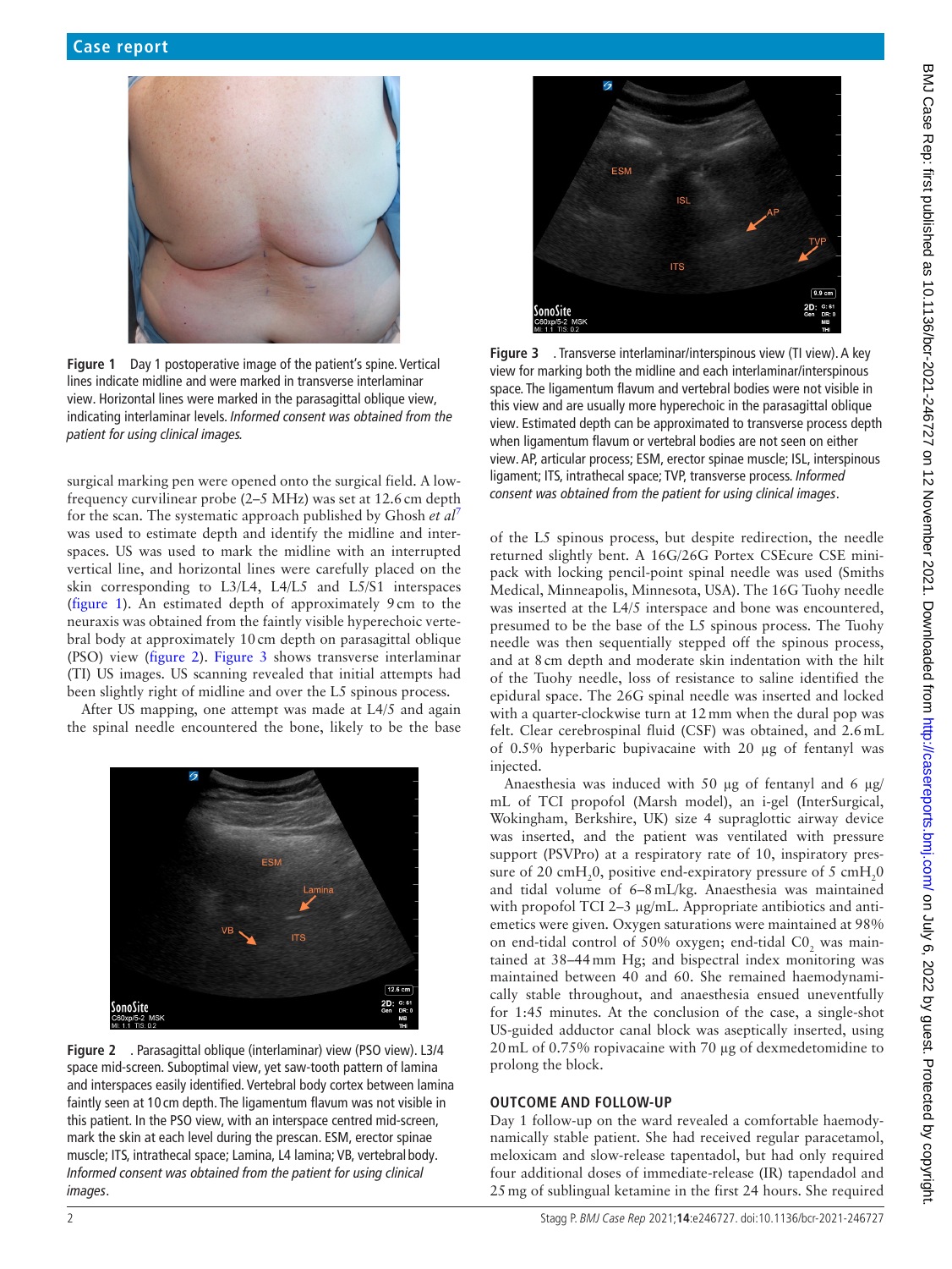Figure 1 Day 1 postoperative image of the patient's spine. Vertical lines indicate midline and were marked in transverse interlaminar view. Horizontal lines were marked in the parasagittal oblique view, indicating interlaminar levels. *Informed consent was obtained from the patient for using clinical images.*

surgical marking pen were opened onto the surgical field. A low-frequency curvilinear probe (2–5 MHz) was set at 12.6 cm depth for the scan. The systematic approach published by Ghosh *et al*[7] was used to estimate depth and identify the midline and interspaces. US was used to mark the midline with an interrupted vertical line, and horizontal lines were carefully placed on the skin corresponding to L3/L4, L4/L5 and L5/S1 interspaces (figure 1). An estimated depth of approximately 9 cm to the neuraxis was obtained from the faintly visible hyperechoic vertebral body at approximately 10 cm depth on parasagittal oblique (PSO) view (figure 2). Figure 3 shows transverse interlaminar (TI) US images. US scanning revealed that initial attempts had been slightly right of midline and over the L5 spinous process.

After US mapping, one attempt was made at L4/5 and again the spinal needle encountered the bone, likely to be the base of the L5 spinous process, but despite redirection, the needle returned slightly bent. A 16G/26G Portex CSEcure CSE minipack with locking pencil-point spinal needle was used (Smiths Medical, Minneapolis, Minnesota, USA). The 16G Tuohy needle was inserted at the L4/5 interspace and bone was encountered, presumed to be the base of the L5 spinous process. The Tuohy needle was then sequentially stepped off the spinous process, and at 8 cm depth and moderate skin indentation with the hilt of the Tuohy needle, loss of resistance to saline identified the epidural space. The 26G spinal needle was inserted and locked with a quarter-clockwise turn at 12 mm when the dural pop was felt. Clear cerebrospinal fluid (CSF) was obtained, and 2.6 mL of 0.5% hyperbaric bupivacaine with 20 µg of fentanyl was injected.

Figure 2 . Parasagittal oblique (interlaminar) view (PSO view). L3/4 space mid-screen. Suboptimal view, yet saw-tooth pattern of lamina and interspaces easily identified. Vertebral body cortex between lamina faintly seen at 10 cm depth. The ligamentum flavum was not visible in this patient. In the PSO view, with an interspace centred mid-screen, mark the skin at each level during the prescan. ESM, erector spinae muscle; ITS, intrathecal space; Lamina, L4 lamina; VB, vertebral body. *Informed consent was obtained from the patient for using clinical images*.

Figure 3 . Transverse interlaminar/interspinous view (TI view). A key view for marking both the midline and each interlaminar/interspinous space. The ligamentum flavum and vertebral bodies were not visible in this view and are usually more hyperechoic in the parasagittal oblique view. Estimated depth can be approximated to transverse process depth when ligamentum flavum or vertebral bodies are not seen on either view. AP, articular process; ESM, erector spinae muscle; ISL, interspinous ligament; ITS, intrathecal space; TVP, transverse process. *Informed consent was obtained from the patient for using clinical images*.

Anaesthesia was induced with 50 µg of fentanyl and 6 µg/mL of TCI propofol (Marsh model), an i-gel (InterSurgical, Wokingham, Berkshire, UK) size 4 supraglottic airway device was inserted, and the patient was ventilated with pressure support (PSVPro) at a respiratory rate of 10, inspiratory pressure of 20 $cmH_20$, positive end-expiratory pressure of 5 $cmH_20$ and tidal volume of 6–8 mL/kg. Anaesthesia was maintained with propofol TCI 2–3 µg/mL. Appropriate antibiotics and antiemetics were given. Oxygen saturations were maintained at 98% on end-tidal control of 50% oxygen; end-tidal $C0_2$ was maintained at 38–44 mm Hg; and bispectral index monitoring was maintained between 40 and 60. She remained haemodynamically stable throughout, and anaesthesia ensued uneventfully for 1:45 minutes. At the conclusion of the case, a single-shot US-guided adductor canal block was aseptically inserted, using 20 mL of 0.75% ropivacaine with 70 µg of dexmedetomidine to prolong the block.

## OUTCOME AND FOLLOW-UP

Day 1 follow-up on the ward revealed a comfortable haemodynamically stable patient. She had received regular paracetamol, meloxicam and slow-release tapentadol, but had only required four additional doses of immediate-release (IR) tapendadol and 25 mg of sublingual ketamine in the first 24 hours. She required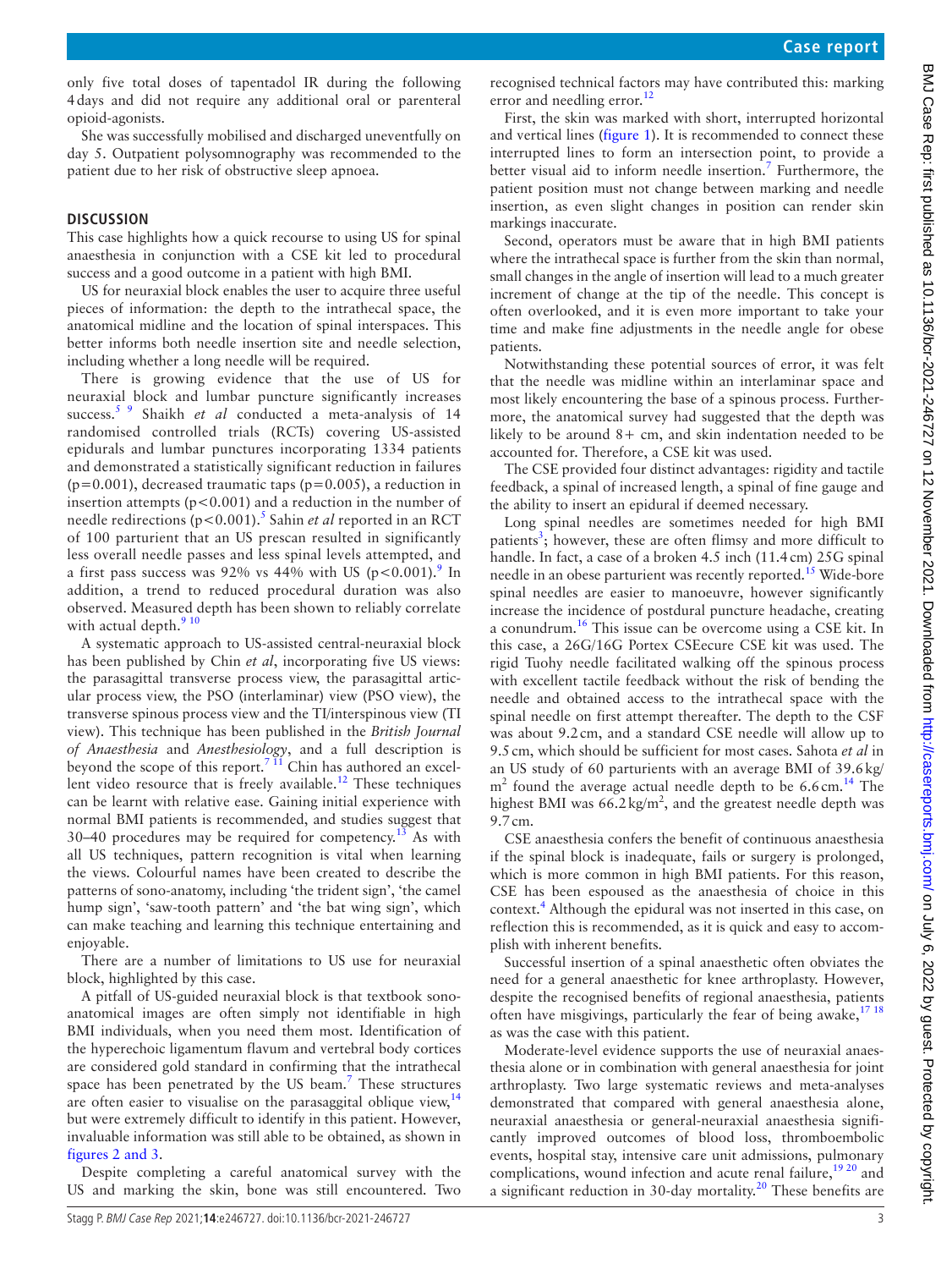only five total doses of tapentadol IR during the following 4 days and did not require any additional oral or parenteral opioid-agonists.

She was successfully mobilised and discharged uneventfully on day 5. Outpatient polysomnography was recommended to the patient due to her risk of obstructive sleep apnoea.

## DISCUSSION

This case highlights how a quick recourse to using US for spinal anaesthesia in conjunction with a CSE kit led to procedural success and a good outcome in a patient with high BMI.

US for neuraxial block enables the user to acquire three useful pieces of information: the depth to the intrathecal space, the anatomical midline and the location of spinal interspaces. This better informs both needle insertion site and needle selection, including whether a long needle will be required.

There is growing evidence that the use of US for neuraxial block and lumbar puncture significantly increases success.[5 9] Shaikh *et al* conducted a meta-analysis of 14 randomised controlled trials (RCTs) covering US-assisted epidurals and lumbar punctures incorporating 1334 patients and demonstrated a statistically significant reduction in failures ($p=0.001$), decreased traumatic taps ($p=0.005$), a reduction in insertion attempts ($p<0.001$) and a reduction in the number of needle redirections ($p<0.001$).[5] Sahin *et al* reported in an RCT of 100 parturient that an US prescan resulted in significantly less overall needle passes and less spinal levels attempted, and a first pass success was 92% vs 44% with US ($p<0.001$).[9] In addition, a trend to reduced procedural duration was also observed. Measured depth has been shown to reliably correlate with actual depth.[9 10]

A systematic approach to US-assisted central-neuraxial block has been published by Chin *et al*, incorporating five US views: the parasagittal transverse process view, the parasagittal articular process view, the PSO (interlaminar) view (PSO view), the transverse spinous process view and the TI/interspinous view (TI view). This technique has been published in the *British Journal of Anaesthesia* and *Anesthesiology*, and a full description is beyond the scope of this report.[7 11] Chin has authored an excellent video resource that is freely available.[12] These techniques can be learnt with relative ease. Gaining initial experience with normal BMI patients is recommended, and studies suggest that 30–40 procedures may be required for competency.[13] As with all US techniques, pattern recognition is vital when learning the views. Colourful names have been created to describe the patterns of sono-anatomy, including 'the trident sign', 'the camel hump sign', 'saw-tooth pattern' and 'the bat wing sign', which can make teaching and learning this technique entertaining and enjoyable.

There are a number of limitations to US use for neuraxial block, highlighted by this case.

A pitfall of US-guided neuraxial block is that textbook sono-anatomical images are often simply not identifiable in high BMI individuals, when you need them most. Identification of the hyperechoic ligamentum flavum and vertebral body cortices are considered gold standard in confirming that the intrathecal space has been penetrated by the US beam.[7] These structures are often easier to visualise on the parasaggital oblique view,[14] but were extremely difficult to identify in this patient. However, invaluable information was still able to be obtained, as shown in figures 2 and 3.

Despite completing a careful anatomical survey with the US and marking the skin, bone was still encountered. Two recognised technical factors may have contributed this: marking error and needling error.[12]

First, the skin was marked with short, interrupted horizontal and vertical lines (figure 1). It is recommended to connect these interrupted lines to form an intersection point, to provide a better visual aid to inform needle insertion.[7] Furthermore, the patient position must not change between marking and needle insertion, as even slight changes in position can render skin markings inaccurate.

Second, operators must be aware that in high BMI patients where the intrathecal space is further from the skin than normal, small changes in the angle of insertion will lead to a much greater increment of change at the tip of the needle. This concept is often overlooked, and it is even more important to take your time and make fine adjustments in the needle angle for obese patients.

Notwithstanding these potential sources of error, it was felt that the needle was midline within an interlaminar space and most likely encountering the base of a spinous process. Furthermore, the anatomical survey had suggested that the depth was likely to be around 8+ cm, and skin indentation needed to be accounted for. Therefore, a CSE kit was used.

The CSE provided four distinct advantages: rigidity and tactile feedback, a spinal of increased length, a spinal of fine gauge and the ability to insert an epidural if deemed necessary.

Long spinal needles are sometimes needed for high BMI patients[3]; however, these are often flimsy and more difficult to handle. In fact, a case of a broken 4.5 inch (11.4 cm) 25G spinal needle in an obese parturient was recently reported.[15] Wide-bore spinal needles are easier to manoeuvre, however significantly increase the incidence of postdural puncture headache, creating a conundrum.[16] This issue can be overcome using a CSE kit. In this case, a 26G/16G Portex CSEcure CSE kit was used. The rigid Tuohy needle facilitated walking off the spinous process with excellent tactile feedback without the risk of bending the needle and obtained access to the intrathecal space with the spinal needle on first attempt thereafter. The depth to the CSF was about 9.2 cm, and a standard CSE needle will allow up to 9.5 cm, which should be sufficient for most cases. Sahota *et al* in an US study of 60 parturients with an average BMI of 39.6 kg/m$^2$ found the average actual needle depth to be 6.6 cm.[14] The highest BMI was 66.2 kg/m$^2$, and the greatest needle depth was 9.7 cm.

CSE anaesthesia confers the benefit of continuous anaesthesia if the spinal block is inadequate, fails or surgery is prolonged, which is more common in high BMI patients. For this reason, CSE has been espoused as the anaesthesia of choice in this context.[4] Although the epidural was not inserted in this case, on reflection this is recommended, as it is quick and easy to accomplish with inherent benefits.

Successful insertion of a spinal anaesthetic often obviates the need for a general anaesthetic for knee arthroplasty. However, despite the recognised benefits of regional anaesthesia, patients often have misgivings, particularly the fear of being awake,[17 18] as was the case with this patient.

Moderate-level evidence supports the use of neuraxial anaesthesia alone or in combination with general anaesthesia for joint arthroplasty. Two large systematic reviews and meta-analyses demonstrated that compared with general anaesthesia alone, neuraxial anaesthesia or general-neuraxial anaesthesia significantly improved outcomes of blood loss, thromboembolic events, hospital stay, intensive care unit admissions, pulmonary complications, wound infection and acute renal failure,[19 20] and a significant reduction in 30-day mortality.[20] These benefits are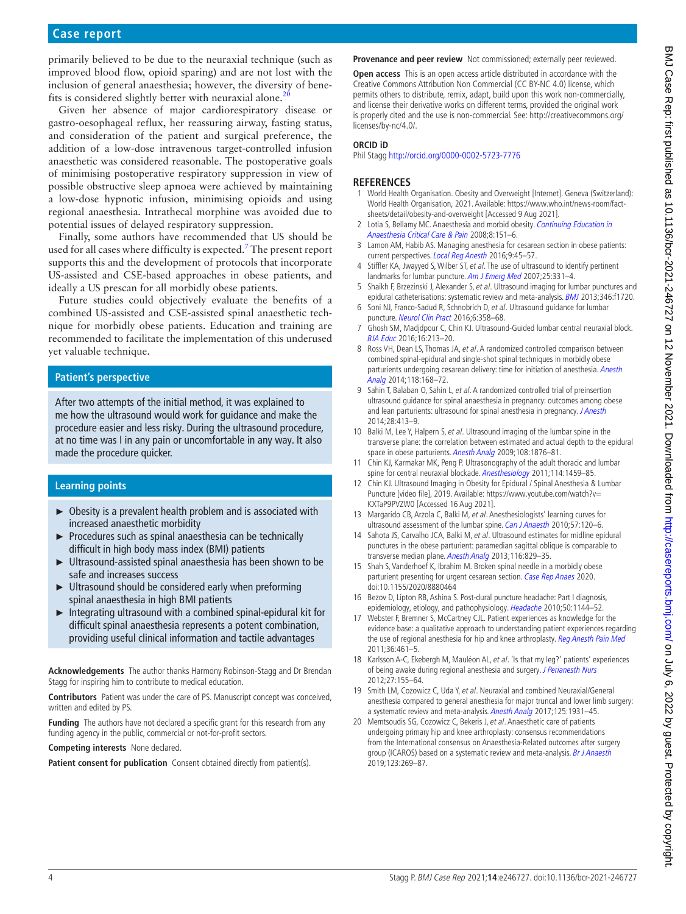primarily believed to be due to the neuraxial technique (such as improved blood flow, opioid sparing) and are not lost with the inclusion of general anaesthesia; however, the diversity of benefits is considered slightly better with neuraxial alone.[20]

Given her absence of major cardiorespiratory disease or gastro-oesophageal reflux, her reassuring airway, fasting status, and consideration of the patient and surgical preference, the addition of a low-dose intravenous target-controlled infusion anaesthetic was considered reasonable. The postoperative goals of minimising postoperative respiratory suppression in view of possible obstructive sleep apnoea were achieved by maintaining a low-dose hypnotic infusion, minimising opioids and using regional anaesthesia. Intrathecal morphine was avoided due to potential issues of delayed respiratory suppression.

Finally, some authors have recommended that US should be used for all cases where difficulty is expected.[7] The present report supports this and the development of protocols that incorporate US-assisted and CSE-based approaches in obese patients, and ideally a US prescan for all morbidly obese patients.

Future studies could objectively evaluate the benefits of a combined US-assisted and CSE-assisted spinal anaesthetic technique for morbidly obese patients. Education and training are recommended to facilitate the implementation of this underused yet valuable technique.

## Patient's perspective

After two attempts of the initial method, it was explained to me how the ultrasound would work for guidance and make the procedure easier and less risky. During the ultrasound procedure, at no time was I in any pain or uncomfortable in any way. It also made the procedure quicker.

## Learning points

- Obesity is a prevalent health problem and is associated with increased anaesthetic morbidity
- Procedures such as spinal anaesthesia can be technically difficult in high body mass index (BMI) patients
- Ultrasound-assisted spinal anaesthesia has been shown to be safe and increases success
- Ultrasound should be considered early when preforming spinal anaesthesia in high BMI patients
- Integrating ultrasound with a combined spinal-epidural kit for difficult spinal anaesthesia represents a potent combination, providing useful clinical information and tactile advantages

**Acknowledgements** The author thanks Harmony Robinson-Stagg and Dr Brendan Stagg for inspiring him to contribute to medical education.

**Contributors** Patient was under the care of PS. Manuscript concept was conceived, written and edited by PS.

**Funding** The authors have not declared a specific grant for this research from any funding agency in the public, commercial or not-for-profit sectors.

**Competing interests** None declared.

**Patient consent for publication** Consent obtained directly from patient(s).

**Provenance and peer review** Not commissioned; externally peer reviewed.

**Open access** This is an open access article distributed in accordance with the Creative Commons Attribution Non Commercial (CC BY-NC 4.0) license, which permits others to distribute, remix, adapt, build upon this work non-commercially, and license their derivative works on different terms, provided the original work is properly cited and the use is non-commercial. See: http://creativecommons.org/licenses/by-nc/4.0/.

**ORCID iD**

Phil Stagg http://orcid.org/0000-0002-5723-7776

## REFERENCES

1. World Health Organisation. Obesity and Overweight [Internet]. Geneva (Switzerland): World Health Organisation, 2021. Available: https://www.who.int/news-room/fact-sheets/detail/obesity-and-overweight [Accessed 9 Aug 2021].
2. Lotia S, Bellamy MC. Anaesthesia and morbid obesity. *Continuing Education in Anaesthesia Critical Care & Pain* 2008;8:151–6.
3. Lamon AM, Habib AS. Managing anesthesia for cesarean section in obese patients: current perspectives. *Local Reg Anesth* 2016;9:45–57.
4. Stiffler KA, Jwayyed S, Wilber ST, *et al*. The use of ultrasound to identify pertinent landmarks for lumbar puncture. *Am J Emerg Med* 2007;25:331–4.
5. Shaikh F, Brzezinski J, Alexander S, *et al*. Ultrasound imaging for lumbar punctures and epidural catheterisations: systematic review and meta-analysis. *BMJ* 2013;346:f1720.
6. Soni NJ, Franco-Sadud R, Schnobrich D, *et al*. Ultrasound guidance for lumbar puncture. *Neurol Clin Pract* 2016;6:358–68.
7. Ghosh SM, Madjdpour C, Chin KJ. Ultrasound-Guided lumbar central neuraxial block. *BJA Educ* 2016;16:213–20.
8. Ross VH, Dean LS, Thomas JA, *et al*. A randomized controlled comparison between combined spinal-epidural and single-shot spinal techniques in morbidly obese parturients undergoing cesarean delivery: time for initiation of anesthesia. *Anesth Analg* 2014;118:168–72.
9. Sahin T, Balaban O, Sahin L, *et al*. A randomized controlled trial of preinsertion ultrasound guidance for spinal anaesthesia in pregnancy: outcomes among obese and lean parturients: ultrasound for spinal anesthesia in pregnancy. *J Anesth* 2014;28:413–9.
10. Balki M, Lee Y, Halpern S, *et al*. Ultrasound imaging of the lumbar spine in the transverse plane: the correlation between estimated and actual depth to the epidural space in obese parturients. *Anesth Analg* 2009;108:1876–81.
11. Chin KJ, Karmakar MK, Peng P. Ultrasonography of the adult thoracic and lumbar spine for central neuraxial blockade. *Anesthesiology* 2011;114:1459–85.
12. Chin KJ. Ultrasound Imaging in Obesity for Epidural / Spinal Anesthesia & Lumbar Puncture [video file], 2019. Available: https://www.youtube.com/watch?v=KXTaP9PVZW0 [Accessed 16 Aug 2021].
13. Margarido CB, Arzola C, Balki M, *et al*. Anesthesiologists' learning curves for ultrasound assessment of the lumbar spine. *Can J Anaesth* 2010;57:120–6.
14. Sahota JS, Carvalho JCA, Balki M, *et al*. Ultrasound estimates for midline epidural punctures in the obese parturient: paramedian sagittal oblique is comparable to transverse median plane. *Anesth Analg* 2013;116:829–35.
15. Shah S, Vanderhoef K, Ibrahim M. Broken spinal needle in a morbidly obese parturient presenting for urgent cesarean section. *Case Rep Anes* 2020. doi:10.1155/2020/8880464
16. Bezov D, Lipton RB, Ashina S. Post-dural puncture headache: Part I diagnosis, epidemiology, etiology, and pathophysiology. *Headache* 2010;50:1144–52.
17. Webster F, Bremner S, McCartney CJL. Patient experiences as knowledge for the evidence base: a qualitative approach to understanding patient experiences regarding the use of regional anesthesia for hip and knee arthroplasty. *Reg Anesth Pain Med* 2011;36:461–5.
18. Karlsson A-C, Ekebergh M, Mauléon AL, *et al*. 'Is that my leg?' patients' experiences of being awake during regional anesthesia and surgery. *J Perianesth Nurs* 2012;27:155–64.
19. Smith LM, Cozowicz C, Uda Y, *et al*. Neuraxial and combined Neuraxial/General anesthesia compared to general anesthesia for major truncal and lower limb surgery: a systematic review and meta-analysis. *Anesth Analg* 2017;125:1931–45.
20. Memtsoudis SG, Cozowicz C, Bekeris J, *et al*. Anaesthetic care of patients undergoing primary hip and knee arthroplasty: consensus recommendations from the International consensus on Anaesthesia-Related outcomes after surgery group (ICAROS) based on a systematic review and meta-analysis. *Br J Anaesth* 2019;123:269–87.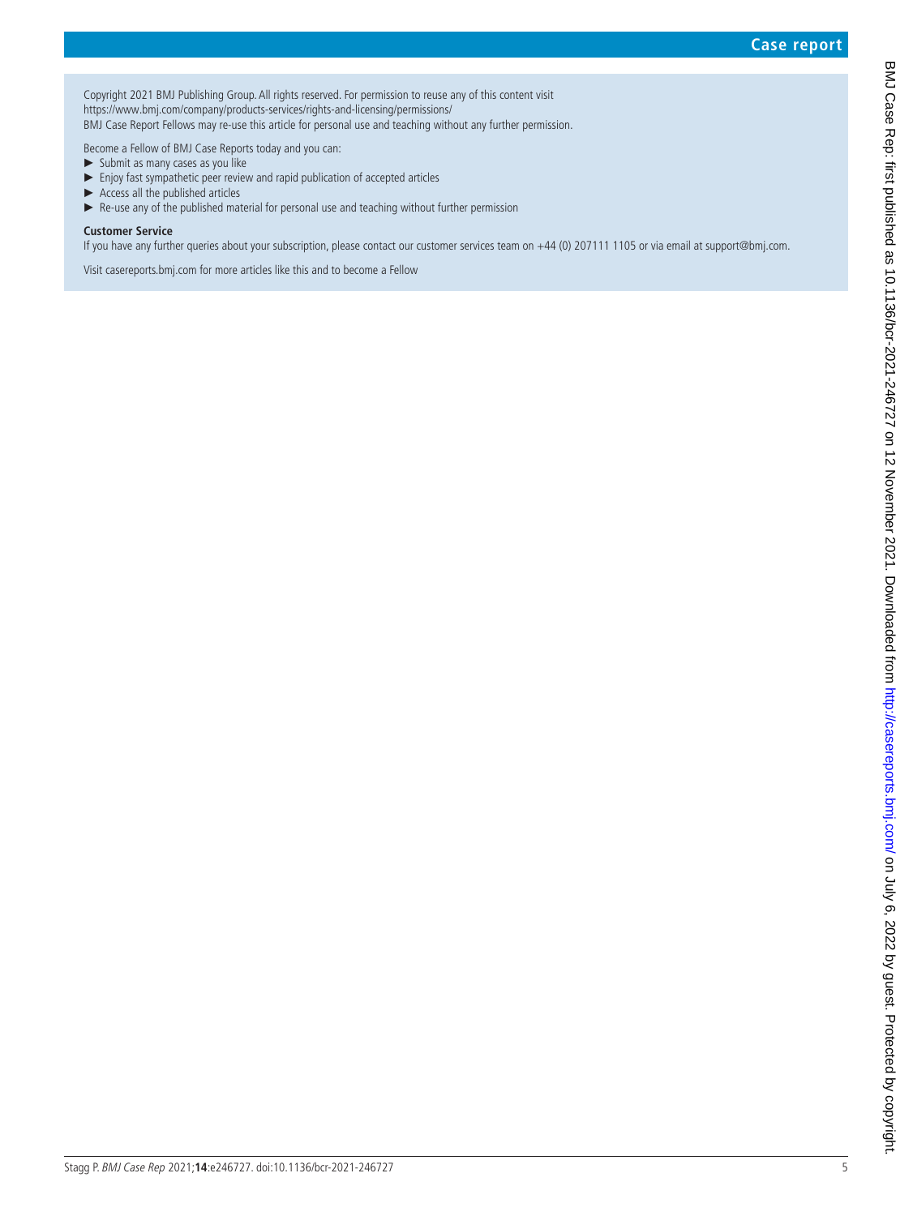Copyright 2021 BMJ Publishing Group. All rights reserved. For permission to reuse any of this content visit
https://www.bmj.com/company/products-services/rights-and-licensing/permissions/
BMJ Case Report Fellows may re-use this article for personal use and teaching without any further permission.

Become a Fellow of BMJ Case Reports today and you can:

- Submit as many cases as you like
- Enjoy fast sympathetic peer review and rapid publication of accepted articles
- Access all the published articles
- Re-use any of the published material for personal use and teaching without further permission

**Customer Service**

If you have any further queries about your subscription, please contact our customer services team on +44 (0) 207111 1105 or via email at support@bmj.com.

Visit casereports.bmj.com for more articles like this and to become a Fellow